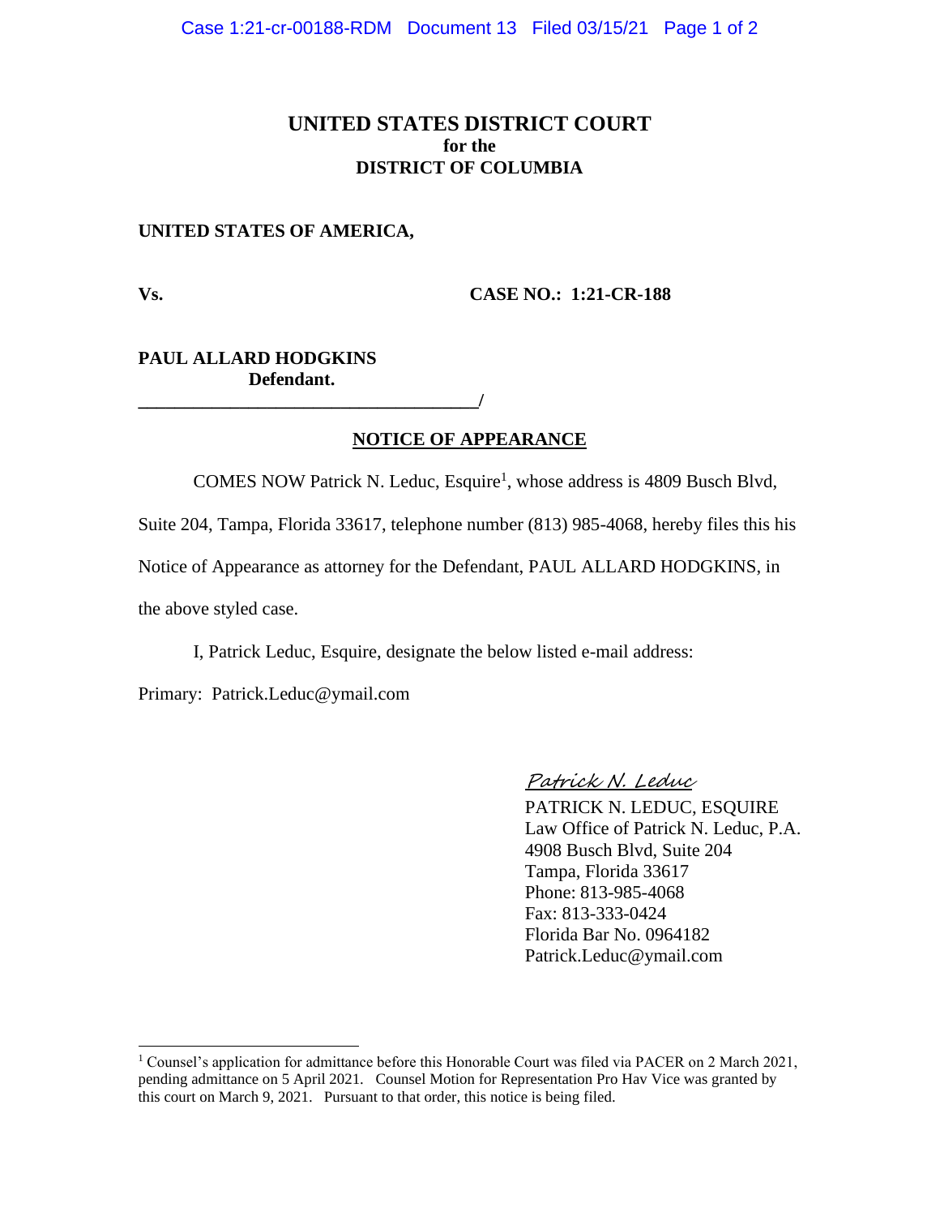# UNITED STATES DISTRICT COURT
**for the**
**DISTRICT OF COLUMBIA**

**UNITED STATES OF AMERICA,**

**Vs.** **CASE NO.: 1:21-CR-188**

**PAUL ALLARD HODGKINS**
**Defendant.**
**\_\_\_\_\_\_\_\_\_\_\_\_\_\_\_\_\_\_\_\_\_\_\_\_\_\_\_\_\_\_\_\_\_\_\_\_\_\_/**

## NOTICE OF APPEARANCE

COMES NOW Patrick N. Leduc, Esquire[1], whose address is 4809 Busch Blvd, Suite 204, Tampa, Florida 33617, telephone number (813) 985-4068, hereby files this his Notice of Appearance as attorney for the Defendant, PAUL ALLARD HODGKINS, in the above styled case.

I, Patrick Leduc, Esquire, designate the below listed e-mail address:

Primary: Patrick.Leduc@ymail.com

*Patrick N. Leduc*
PATRICK N. LEDUC, ESQUIRE
Law Office of Patrick N. Leduc, P.A.
4908 Busch Blvd, Suite 204
Tampa, Florida 33617
Phone: 813-985-4068
Fax: 813-333-0424
Florida Bar No. 0964182
Patrick.Leduc@ymail.com

---

[1] Counsel's application for admittance before this Honorable Court was filed via PACER on 2 March 2021, pending admittance on 5 April 2021. Counsel Motion for Representation Pro Hav Vice was granted by this court on March 9, 2021. Pursuant to that order, this notice is being filed.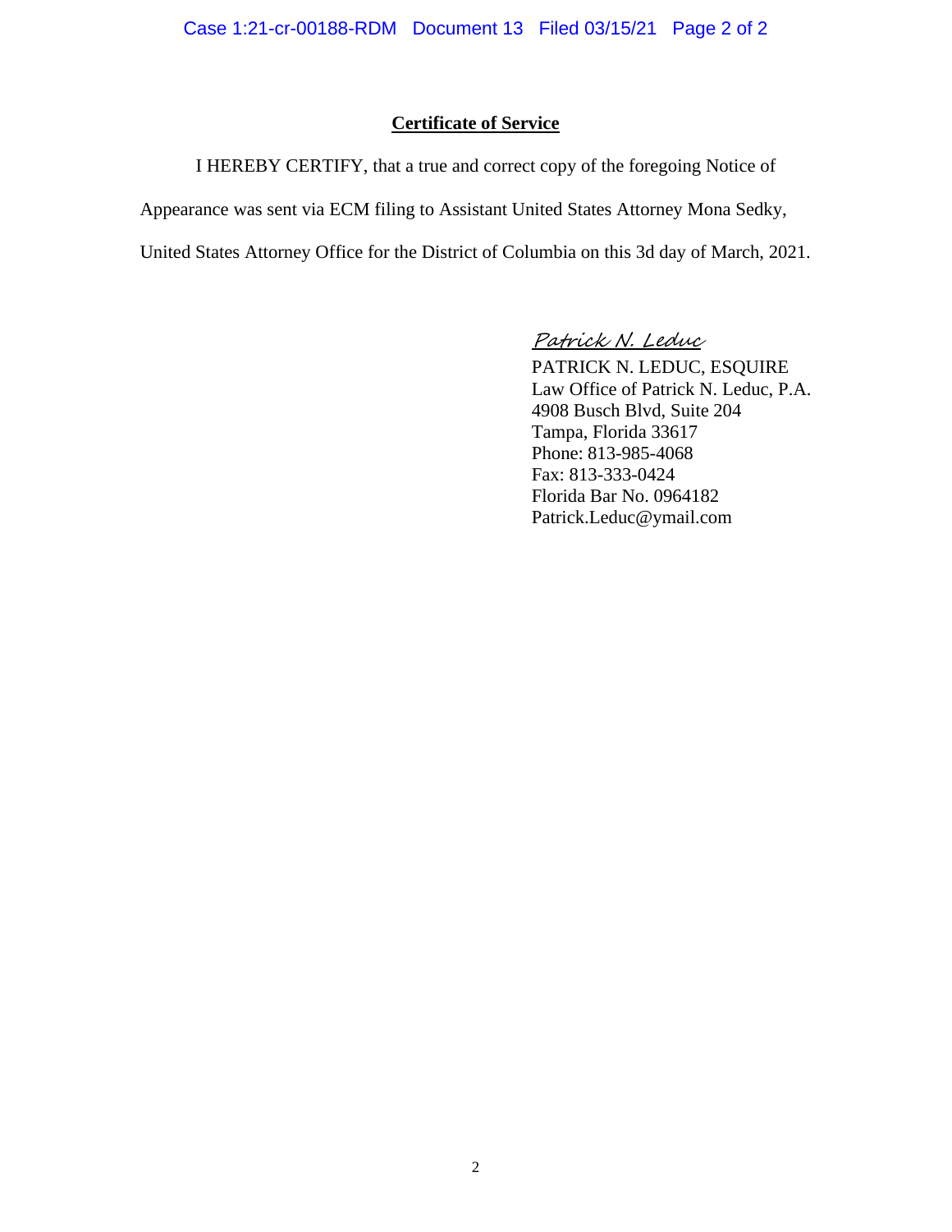**Certificate of Service**

I HEREBY CERTIFY, that a true and correct copy of the foregoing Notice of Appearance was sent via ECM filing to Assistant United States Attorney Mona Sedky, United States Attorney Office for the District of Columbia on this 3d day of March, 2021.

Patrick N. Leduc  
PATRICK N. LEDUC, ESQUIRE  
Law Office of Patrick N. Leduc, P.A.  
4908 Busch Blvd, Suite 204  
Tampa, Florida 33617  
Phone: 813-985-4068  
Fax: 813-333-0424  
Florida Bar No. 0964182  
Patrick.Leduc@ymail.com